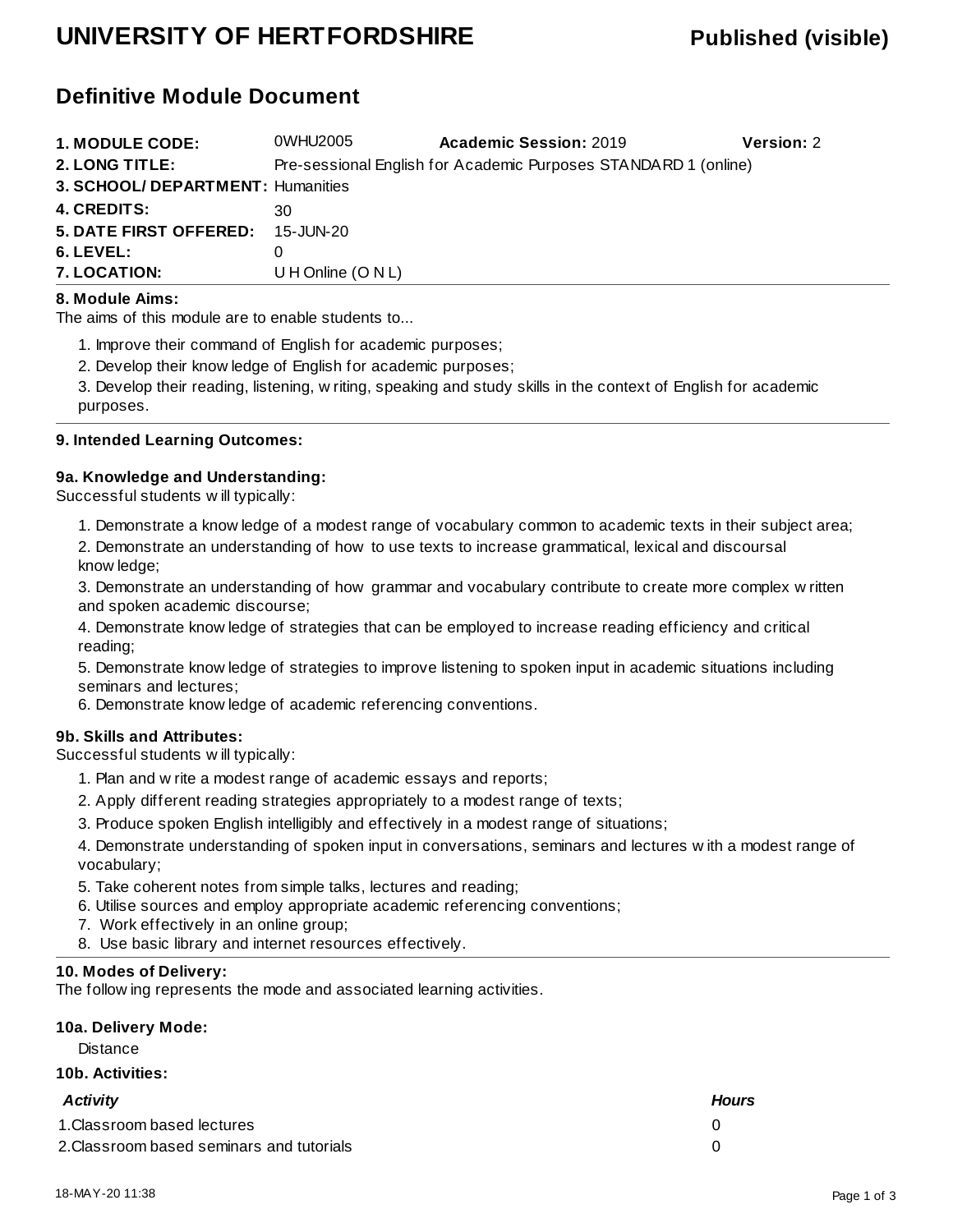# UNIVERSITY OF HERTFORDSHIRE

**Published (visible)**

## Definitive Module Document

| | | | |
|---|---|---|---|
| **1. MODULE CODE:** | 0WHU2005 | **Academic Session:** 2019 | **Version:** 2 |
| **2. LONG TITLE:** | Pre-sessional English for Academic Purposes STANDARD 1 (online) | | |
| **3. SCHOOL/ DEPARTMENT:** | Humanities | | |
| **4. CREDITS:** | 30 | | |
| **5. DATE FIRST OFFERED:** | 15-JUN-20 | | |
| **6. LEVEL:** | 0 | | |
| **7. LOCATION:** | U H Online (O N L) | | |

### 8. Module Aims:

The aims of this module are to enable students to...

1. Improve their command of English for academic purposes;
2. Develop their knowledge of English for academic purposes;
3. Develop their reading, listening, writing, speaking and study skills in the context of English for academic purposes.

### 9. Intended Learning Outcomes:

#### 9a. Knowledge and Understanding:

Successful students will typically:

1. Demonstrate a knowledge of a modest range of vocabulary common to academic texts in their subject area;
2. Demonstrate an understanding of how to use texts to increase grammatical, lexical and discoursal knowledge;
3. Demonstrate an understanding of how grammar and vocabulary contribute to create more complex written and spoken academic discourse;
4. Demonstrate knowledge of strategies that can be employed to increase reading efficiency and critical reading;
5. Demonstrate knowledge of strategies to improve listening to spoken input in academic situations including seminars and lectures;
6. Demonstrate knowledge of academic referencing conventions.

#### 9b. Skills and Attributes:

Successful students will typically:

1. Plan and write a modest range of academic essays and reports;
2. Apply different reading strategies appropriately to a modest range of texts;
3. Produce spoken English intelligibly and effectively in a modest range of situations;
4. Demonstrate understanding of spoken input in conversations, seminars and lectures with a modest range of vocabulary;
5. Take coherent notes from simple talks, lectures and reading;
6. Utilise sources and employ appropriate academic referencing conventions;
7. Work effectively in an online group;
8. Use basic library and internet resources effectively.

### 10. Modes of Delivery:

The following represents the mode and associated learning activities.

#### 10a. Delivery Mode:

Distance

#### 10b. Activities:

| *Activity* | *Hours* |
|---|---|
| 1.Classroom based lectures | 0 |
| 2.Classroom based seminars and tutorials | 0 |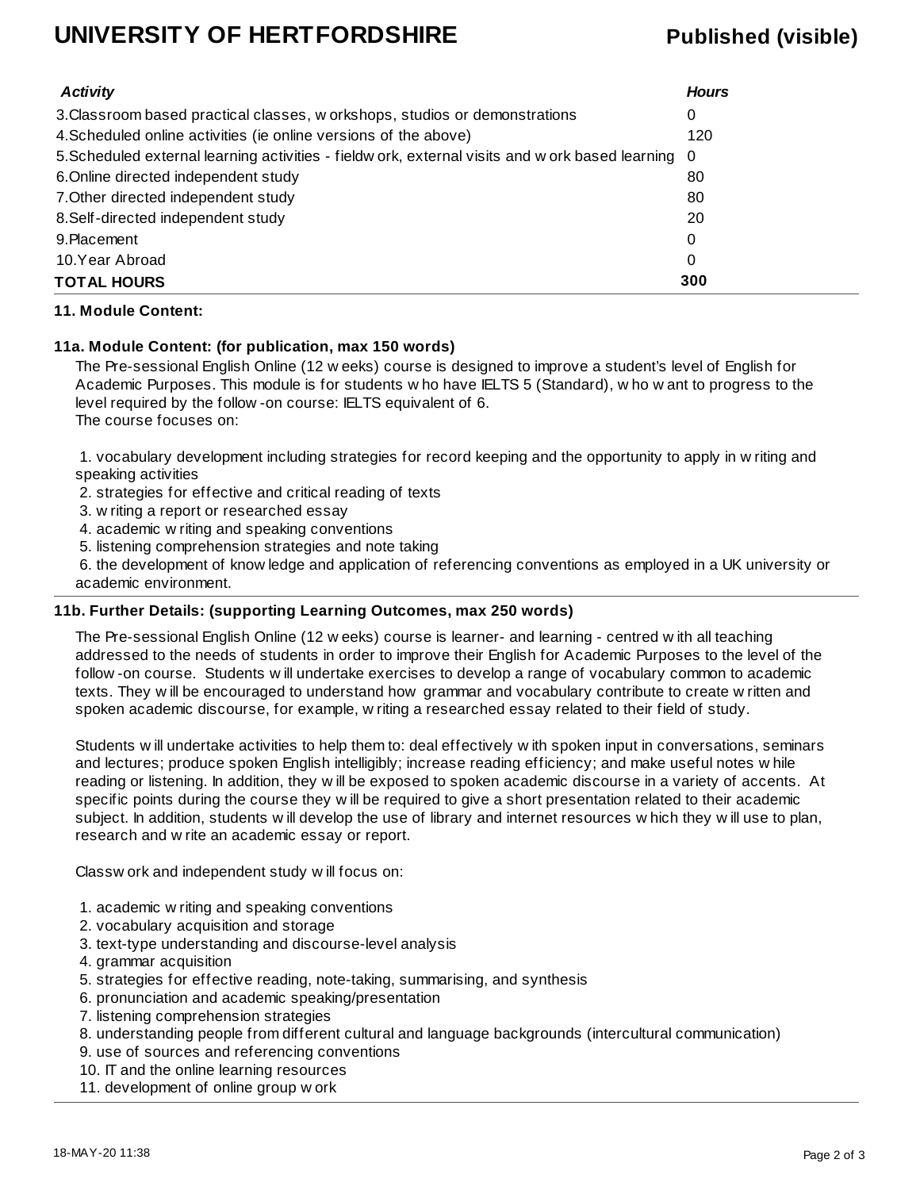| *Activity* | *Hours* |
|---|---|
| 3.Classroom based practical classes, workshops, studios or demonstrations | 0 |
| 4.Scheduled online activities (ie online versions of the above) | 120 |
| 5.Scheduled external learning activities - fieldwork, external visits and work based learning | 0 |
| 6.Online directed independent study | 80 |
| 7.Other directed independent study | 80 |
| 8.Self-directed independent study | 20 |
| 9.Placement | 0 |
| 10.Year Abroad | 0 |
| **TOTAL HOURS** | **300** |

**11. Module Content:**

**11a. Module Content: (for publication, max 150 words)**

The Pre-sessional English Online (12 weeks) course is designed to improve a student's level of English for Academic Purposes. This module is for students who have IELTS 5 (Standard), who want to progress to the level required by the follow-on course: IELTS equivalent of 6.
The course focuses on:

1. vocabulary development including strategies for record keeping and the opportunity to apply in writing and speaking activities
2. strategies for effective and critical reading of texts
3. writing a report or researched essay
4. academic writing and speaking conventions
5. listening comprehension strategies and note taking
6. the development of knowledge and application of referencing conventions as employed in a UK university or academic environment.

**11b. Further Details: (supporting Learning Outcomes, max 250 words)**

The Pre-sessional English Online (12 weeks) course is learner- and learning - centred with all teaching addressed to the needs of students in order to improve their English for Academic Purposes to the level of the follow-on course. Students will undertake exercises to develop a range of vocabulary common to academic texts. They will be encouraged to understand how grammar and vocabulary contribute to create written and spoken academic discourse, for example, writing a researched essay related to their field of study.

Students will undertake activities to help them to: deal effectively with spoken input in conversations, seminars and lectures; produce spoken English intelligibly; increase reading efficiency; and make useful notes while reading or listening. In addition, they will be exposed to spoken academic discourse in a variety of accents. At specific points during the course they will be required to give a short presentation related to their academic subject. In addition, students will develop the use of library and internet resources which they will use to plan, research and write an academic essay or report.

Classwork and independent study will focus on:

1. academic writing and speaking conventions
2. vocabulary acquisition and storage
3. text-type understanding and discourse-level analysis
4. grammar acquisition
5. strategies for effective reading, note-taking, summarising, and synthesis
6. pronunciation and academic speaking/presentation
7. listening comprehension strategies
8. understanding people from different cultural and language backgrounds (intercultural communication)
9. use of sources and referencing conventions
10. IT and the online learning resources
11. development of online group work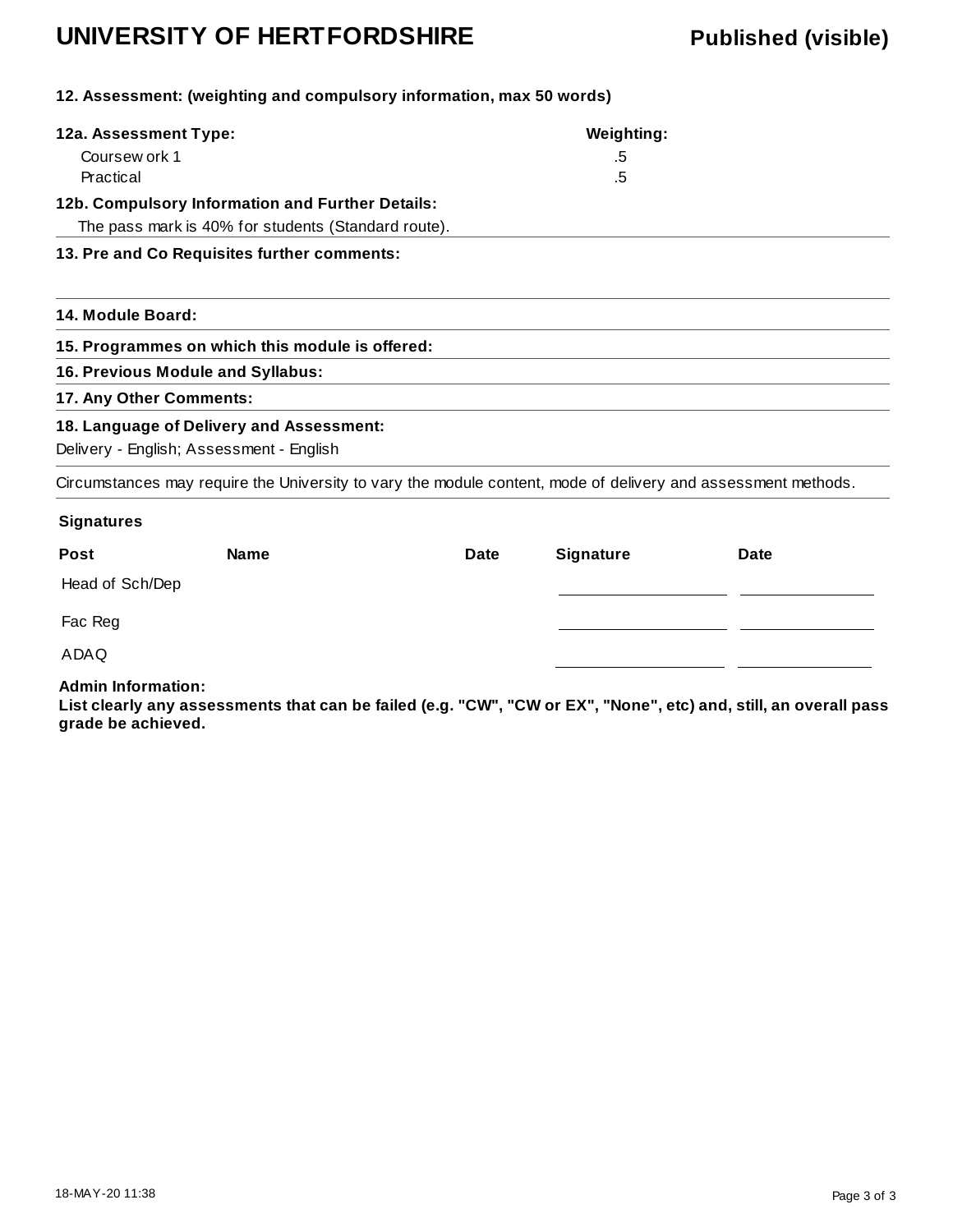**12. Assessment: (weighting and compulsory information, max 50 words)**

| 12a. Assessment Type: | Weighting: |
|---|---|
| Coursework 1 | .5 |
| Practical | .5 |

**12b. Compulsory Information and Further Details:**

The pass mark is 40% for students (Standard route).

**13. Pre and Co Requisites further comments:**

**14. Module Board:**

**15. Programmes on which this module is offered:**

**16. Previous Module and Syllabus:**

**17. Any Other Comments:**

**18. Language of Delivery and Assessment:**

Delivery - English; Assessment - English

Circumstances may require the University to vary the module content, mode of delivery and assessment methods.

**Signatures**

| Post | Name | Date | Signature | Date |
|---|---|---|---|---|
| Head of Sch/Dep | | | | |
| Fac Reg | | | | |
| ADAQ | | | | |

**Admin Information:**

**List clearly any assessments that can be failed (e.g. "CW", "CW or EX", "None", etc) and, still, an overall pass grade be achieved.**